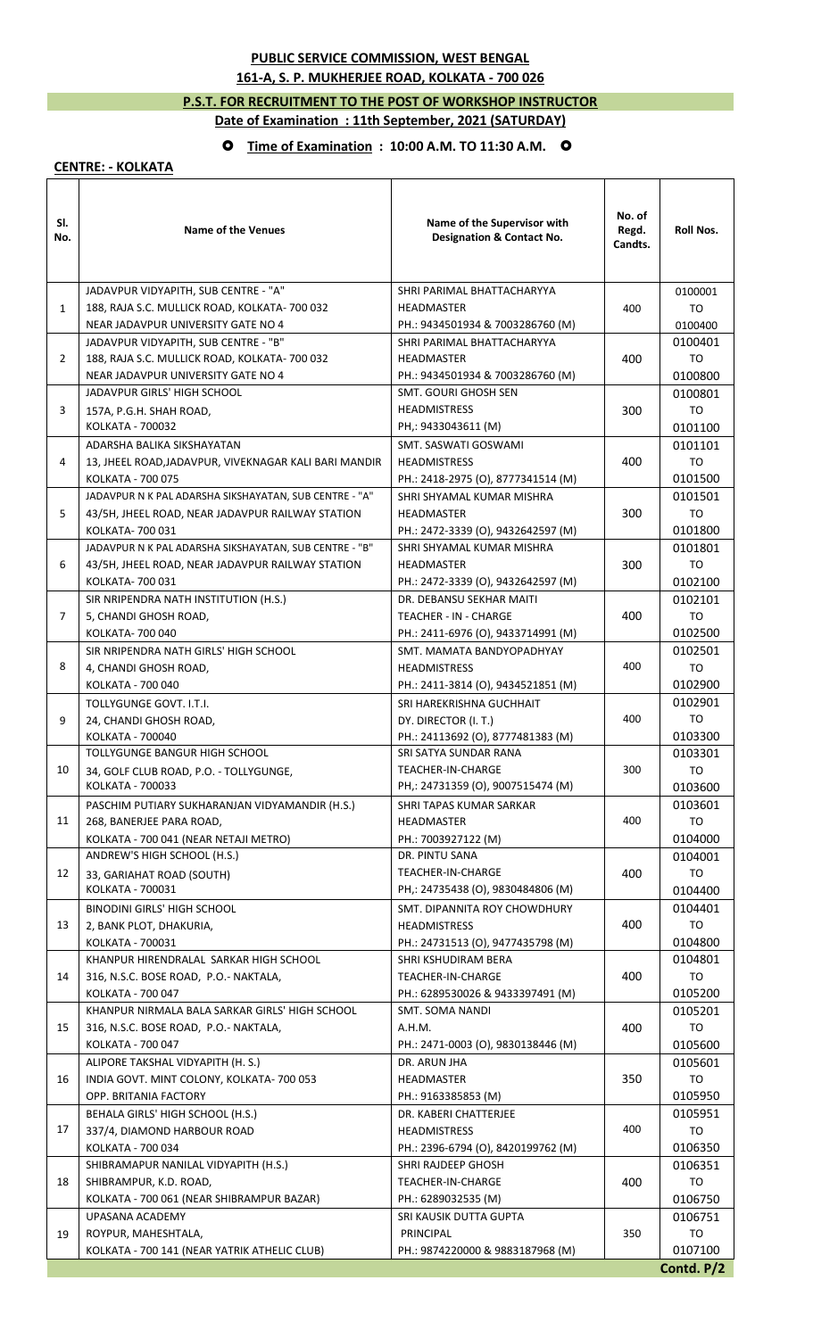**PUBLIC SERVICE COMMISSION, WEST BENGAL**

**161-A, S. P. MUKHERJEE ROAD, KOLKATA - 700 026**

**P.S.T. FOR RECRUITMENT TO THE POST OF WORKSHOP INSTRUCTOR**

**Date of Examination : 11th September, 2021 (SATURDAY)**

**Time of Examination : 10:00 A.M. TO 11:30 A.M.**

**CENTRE: - KOLKATA**

| Sl. No. | Name of the Venues | Name of the Supervisor with Designation & Contact No. | No. of Regd. Candts. | Roll Nos. |
|---|---|---|---|---|
| 1 | JADAVPUR VIDYAPITH, SUB CENTRE - "A"<br>188, RAJA S.C. MULLICK ROAD, KOLKATA- 700 032<br>NEAR JADAVPUR UNIVERSITY GATE NO 4 | SHRI PARIMAL BHATTACHARYYA<br>HEADMASTER<br>PH.: 9434501934 & 7003286760 (M) | 400 | 0100001<br>TO<br>0100400 |
| 2 | JADAVPUR VIDYAPITH, SUB CENTRE - "B"<br>188, RAJA S.C. MULLICK ROAD, KOLKATA- 700 032<br>NEAR JADAVPUR UNIVERSITY GATE NO 4 | SHRI PARIMAL BHATTACHARYYA<br>HEADMASTER<br>PH.: 9434501934 & 7003286760 (M) | 400 | 0100401<br>TO<br>0100800 |
| 3 | JADAVPUR GIRLS' HIGH SCHOOL<br>157A, P.G.H. SHAH ROAD,<br>KOLKATA - 700032 | SMT. GOURI GHOSH SEN<br>HEADMISTRESS<br>PH,: 9433043611 (M) | 300 | 0100801<br>TO<br>0101100 |
| 4 | ADARSHA BALIKA SIKSHAYATAN<br>13, JHEEL ROAD,JADAVPUR, VIVEKNAGAR KALI BARI MANDIR<br>KOLKATA - 700 075 | SMT. SASWATI GOSWAMI<br>HEADMISTRESS<br>PH.: 2418-2975 (O), 8777341514 (M) | 400 | 0101101<br>TO<br>0101500 |
| 5 | JADAVPUR N K PAL ADARSHA SIKSHAYATAN, SUB CENTRE - "A"<br>43/5H, JHEEL ROAD, NEAR JADAVPUR RAILWAY STATION<br>KOLKATA- 700 031 | SHRI SHYAMAL KUMAR MISHRA<br>HEADMASTER<br>PH.: 2472-3339 (O), 9432642597 (M) | 300 | 0101501<br>TO<br>0101800 |
| 6 | JADAVPUR N K PAL ADARSHA SIKSHAYATAN, SUB CENTRE - "B"<br>43/5H, JHEEL ROAD, NEAR JADAVPUR RAILWAY STATION<br>KOLKATA- 700 031 | SHRI SHYAMAL KUMAR MISHRA<br>HEADMASTER<br>PH.: 2472-3339 (O), 9432642597 (M) | 300 | 0101801<br>TO<br>0102100 |
| 7 | SIR NRIPENDRA NATH INSTITUTION (H.S.)<br>5, CHANDI GHOSH ROAD,<br>KOLKATA- 700 040 | DR. DEBANSU SEKHAR MAITI<br>TEACHER - IN - CHARGE<br>PH.: 2411-6976 (O), 9433714991 (M) | 400 | 0102101<br>TO<br>0102500 |
| 8 | SIR NRIPENDRA NATH GIRLS' HIGH SCHOOL<br>4, CHANDI GHOSH ROAD,<br>KOLKATA - 700 040 | SMT. MAMATA BANDYOPADHYAY<br>HEADMISTRESS<br>PH.: 2411-3814 (O), 9434521851 (M) | 400 | 0102501<br>TO<br>0102900 |
| 9 | TOLLYGUNGE GOVT. I.T.I.<br>24, CHANDI GHOSH ROAD,<br>KOLKATA - 700040 | SRI HAREKRISHNA GUCHHAIT<br>DY. DIRECTOR (I. T.)<br>PH.: 24113692 (O), 8777481383 (M) | 400 | 0102901<br>TO<br>0103300 |
| 10 | TOLLYGUNGE BANGUR HIGH SCHOOL<br>34, GOLF CLUB ROAD, P.O. - TOLLYGUNGE,<br>KOLKATA - 700033 | SRI SATYA SUNDAR RANA<br>TEACHER-IN-CHARGE<br>PH,: 24731359 (O), 9007515474 (M) | 300 | 0103301<br>TO<br>0103600 |
| 11 | PASCHIM PUTIARY SUKHARANJAN VIDYAMANDIR (H.S.)<br>268, BANERJEE PARA ROAD,<br>KOLKATA - 700 041 (NEAR NETAJI METRO) | SHRI TAPAS KUMAR SARKAR<br>HEADMASTER<br>PH.: 7003927122 (M) | 400 | 0103601<br>TO<br>0104000 |
| 12 | ANDREW'S HIGH SCHOOL (H.S.)<br>33, GARIAHAT ROAD (SOUTH)<br>KOLKATA - 700031 | DR. PINTU SANA<br>TEACHER-IN-CHARGE<br>PH,: 24735438 (O), 9830484806 (M) | 400 | 0104001<br>TO<br>0104400 |
| 13 | BINODINI GIRLS' HIGH SCHOOL<br>2, BANK PLOT, DHAKURIA,<br>KOLKATA - 700031 | SMT. DIPANNITA ROY CHOWDHURY<br>HEADMISTRESS<br>PH.: 24731513 (O), 9477435798 (M) | 400 | 0104401<br>TO<br>0104800 |
| 14 | KHANPUR HIRENDRALAL SARKAR HIGH SCHOOL<br>316, N.S.C. BOSE ROAD, P.O.- NAKTALA,<br>KOLKATA - 700 047 | SHRI KSHUDIRAM BERA<br>TEACHER-IN-CHARGE<br>PH.: 6289530026 & 9433397491 (M) | 400 | 0104801<br>TO<br>0105200 |
| 15 | KHANPUR NIRMALA BALA SARKAR GIRLS' HIGH SCHOOL<br>316, N.S.C. BOSE ROAD, P.O.- NAKTALA,<br>KOLKATA - 700 047 | SMT. SOMA NANDI<br>A.H.M.<br>PH.: 2471-0003 (O), 9830138446 (M) | 400 | 0105201<br>TO<br>0105600 |
| 16 | ALIPORE TAKSHAL VIDYAPITH (H. S.)<br>INDIA GOVT. MINT COLONY, KOLKATA- 700 053<br>OPP. BRITANIA FACTORY | DR. ARUN JHA<br>HEADMASTER<br>PH.: 9163385853 (M) | 350 | 0105601<br>TO<br>0105950 |
| 17 | BEHALA GIRLS' HIGH SCHOOL (H.S.)<br>337/4, DIAMOND HARBOUR ROAD<br>KOLKATA - 700 034 | DR. KABERI CHATTERJEE<br>HEADMISTRESS<br>PH.: 2396-6794 (O), 8420199762 (M) | 400 | 0105951<br>TO<br>0106350 |
| 18 | SHIBRAMAPUR NANILAL VIDYAPITH (H.S.)<br>SHIBRAMPUR, K.D. ROAD,<br>KOLKATA - 700 061 (NEAR SHIBRAMPUR BAZAR) | SHRI RAJDEEP GHOSH<br>TEACHER-IN-CHARGE<br>PH.: 6289032535 (M) | 400 | 0106351<br>TO<br>0106750 |
| 19 | UPASANA ACADEMY<br>ROYPUR, MAHESHTALA,<br>KOLKATA - 700 141 (NEAR YATRIK ATHELIC CLUB) | SRI KAUSIK DUTTA GUPTA<br>PRINCIPAL<br>PH.: 9874220000 & 9883187968 (M) | 350 | 0106751<br>TO<br>0107100 |

Contd. P/2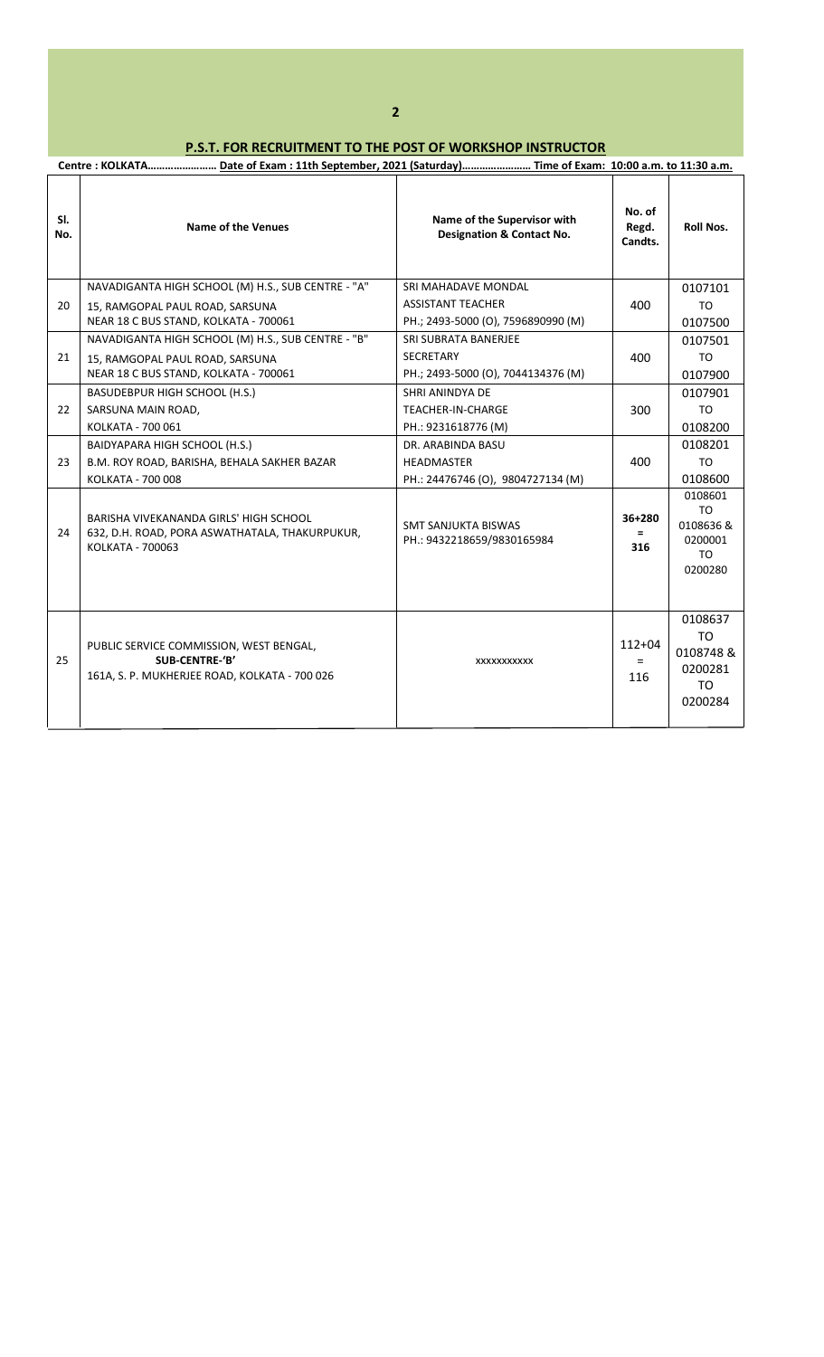## P.S.T. FOR RECRUITMENT TO THE POST OF WORKSHOP INSTRUCTOR

**Centre : KOLKATA…………………… Date of Exam : 11th September, 2021 (Saturday)…………………… Time of Exam: 10:00 a.m. to 11:30 a.m.**

| Sl. No. | Name of the Venues | Name of the Supervisor with Designation & Contact No. | No. of Regd. Candts. | Roll Nos. |
|---|---|---|---|---|
| 20 | NAVADIGANTA HIGH SCHOOL (M) H.S., SUB CENTRE - "A"<br>15, RAMGOPAL PAUL ROAD, SARSUNA<br>NEAR 18 C BUS STAND, KOLKATA - 700061 | SRI MAHADAVE MONDAL<br>ASSISTANT TEACHER<br>PH.; 2493-5000 (O), 7596890990 (M) | 400 | 0107101<br>TO<br>0107500 |
| 21 | NAVADIGANTA HIGH SCHOOL (M) H.S., SUB CENTRE - "B"<br>15, RAMGOPAL PAUL ROAD, SARSUNA<br>NEAR 18 C BUS STAND, KOLKATA - 700061 | SRI SUBRATA BANERJEE<br>SECRETARY<br>PH.; 2493-5000 (O), 7044134376 (M) | 400 | 0107501<br>TO<br>0107900 |
| 22 | BASUDEBPUR HIGH SCHOOL (H.S.)<br>SARSUNA MAIN ROAD,<br>KOLKATA - 700 061 | SHRI ANINDYA DE<br>TEACHER-IN-CHARGE<br>PH.: 9231618776 (M) | 300 | 0107901<br>TO<br>0108200 |
| 23 | BAIDYAPARA HIGH SCHOOL (H.S.)<br>B.M. ROY ROAD, BARISHA, BEHALA SAKHER BAZAR<br>KOLKATA - 700 008 | DR. ARABINDA BASU<br>HEADMASTER<br>PH.: 24476746 (O), 9804727134 (M) | 400 | 0108201<br>TO<br>0108600 |
| 24 | BARISHA VIVEKANANDA GIRLS' HIGH SCHOOL<br>632, D.H. ROAD, PORA ASWATHATALA, THAKURPUKUR,<br>KOLKATA - 700063 | SMT SANJUKTA BISWAS<br>PH.: 9432218659/9830165984 | **36+280<br>=<br>316** | 0108601<br>TO<br>0108636 &<br>0200001<br>TO<br>0200280 |
| 25 | PUBLIC SERVICE COMMISSION, WEST BENGAL,<br>**SUB-CENTRE-'B'**<br>161A, S. P. MUKHERJEE ROAD, KOLKATA - 700 026 | XXXXXXXXXXX | 112+04<br>=<br>116 | 0108637<br>TO<br>0108748 &<br>0200281<br>TO<br>0200284 |